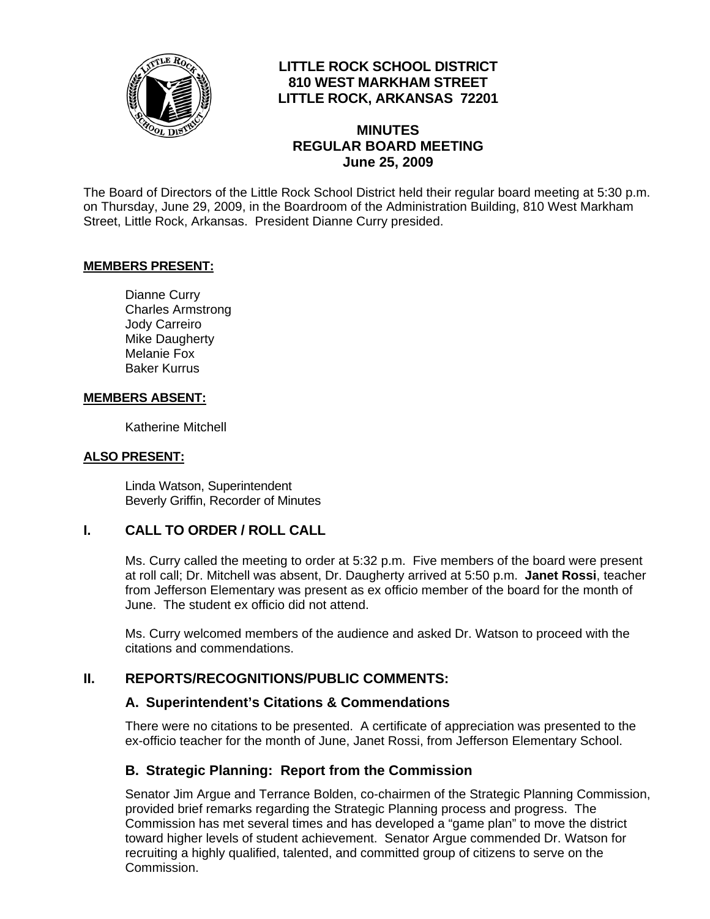# LITTLE ROCK SCHOOL DISTRICT
## 810 WEST MARKHAM STREET
## LITTLE ROCK, ARKANSAS 72201

## MINUTES
## REGULAR BOARD MEETING
## June 25, 2009

The Board of Directors of the Little Rock School District held their regular board meeting at 5:30 p.m. on Thursday, June 29, 2009, in the Boardroom of the Administration Building, 810 West Markham Street, Little Rock, Arkansas. President Dianne Curry presided.

**MEMBERS PRESENT:**

Dianne Curry
Charles Armstrong
Jody Carreiro
Mike Daugherty
Melanie Fox
Baker Kurrus

**MEMBERS ABSENT:**

Katherine Mitchell

**ALSO PRESENT:**

Linda Watson, Superintendent
Beverly Griffin, Recorder of Minutes

## I. CALL TO ORDER / ROLL CALL

Ms. Curry called the meeting to order at 5:32 p.m. Five members of the board were present at roll call; Dr. Mitchell was absent, Dr. Daugherty arrived at 5:50 p.m. **Janet Rossi**, teacher from Jefferson Elementary was present as ex officio member of the board for the month of June. The student ex officio did not attend.

Ms. Curry welcomed members of the audience and asked Dr. Watson to proceed with the citations and commendations.

## II. REPORTS/RECOGNITIONS/PUBLIC COMMENTS:

### A. Superintendent's Citations & Commendations

There were no citations to be presented. A certificate of appreciation was presented to the ex-officio teacher for the month of June, Janet Rossi, from Jefferson Elementary School.

### B. Strategic Planning: Report from the Commission

Senator Jim Argue and Terrance Bolden, co-chairmen of the Strategic Planning Commission, provided brief remarks regarding the Strategic Planning process and progress. The Commission has met several times and has developed a "game plan" to move the district toward higher levels of student achievement. Senator Argue commended Dr. Watson for recruiting a highly qualified, talented, and committed group of citizens to serve on the Commission.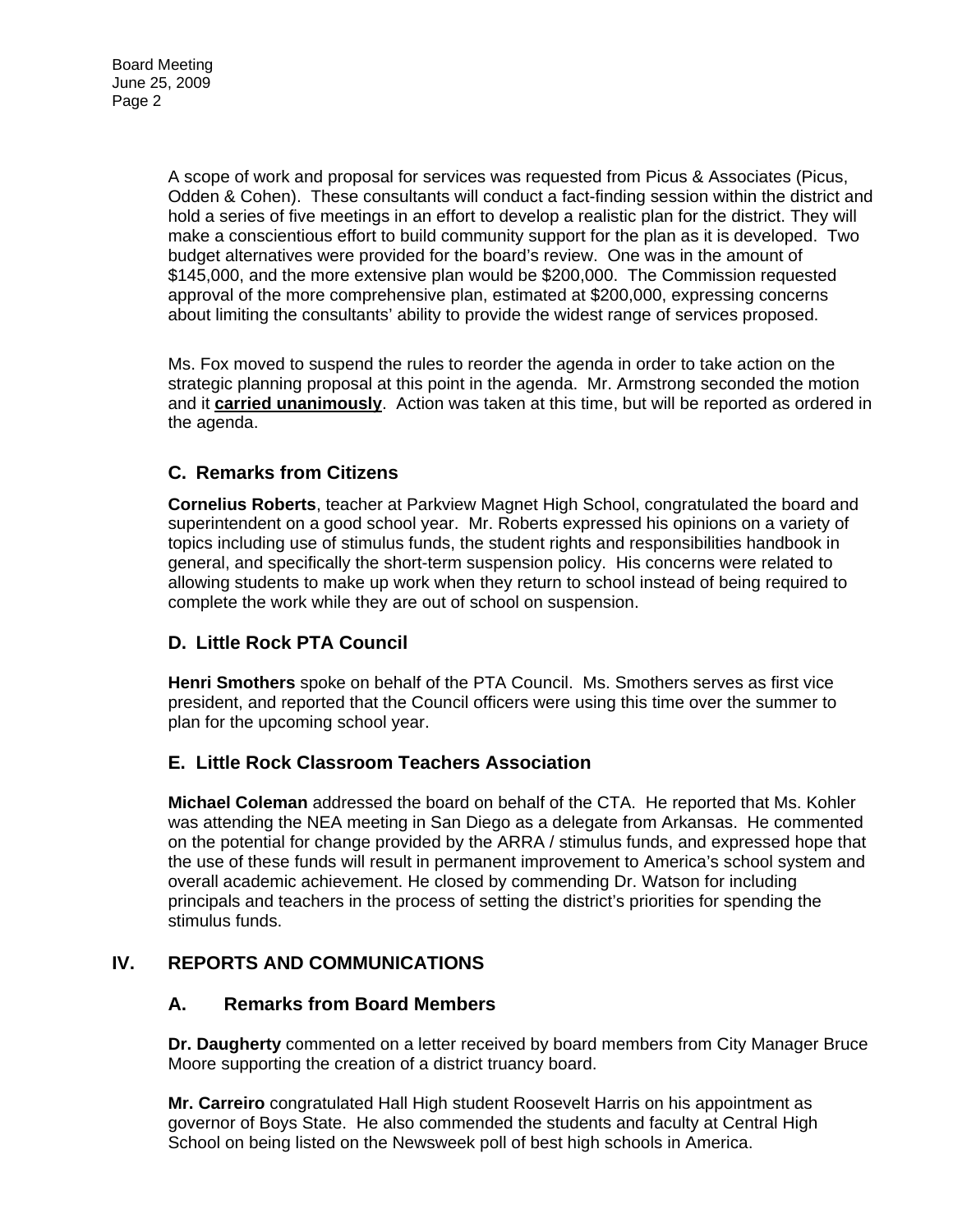A scope of work and proposal for services was requested from Picus & Associates (Picus, Odden & Cohen). These consultants will conduct a fact-finding session within the district and hold a series of five meetings in an effort to develop a realistic plan for the district. They will make a conscientious effort to build community support for the plan as it is developed. Two budget alternatives were provided for the board's review. One was in the amount of $145,000, and the more extensive plan would be $200,000. The Commission requested approval of the more comprehensive plan, estimated at $200,000, expressing concerns about limiting the consultants' ability to provide the widest range of services proposed.

Ms. Fox moved to suspend the rules to reorder the agenda in order to take action on the strategic planning proposal at this point in the agenda. Mr. Armstrong seconded the motion and it **carried unanimously**. Action was taken at this time, but will be reported as ordered in the agenda.

### C. Remarks from Citizens

**Cornelius Roberts**, teacher at Parkview Magnet High School, congratulated the board and superintendent on a good school year. Mr. Roberts expressed his opinions on a variety of topics including use of stimulus funds, the student rights and responsibilities handbook in general, and specifically the short-term suspension policy. His concerns were related to allowing students to make up work when they return to school instead of being required to complete the work while they are out of school on suspension.

### D. Little Rock PTA Council

**Henri Smothers** spoke on behalf of the PTA Council. Ms. Smothers serves as first vice president, and reported that the Council officers were using this time over the summer to plan for the upcoming school year.

### E. Little Rock Classroom Teachers Association

**Michael Coleman** addressed the board on behalf of the CTA. He reported that Ms. Kohler was attending the NEA meeting in San Diego as a delegate from Arkansas. He commented on the potential for change provided by the ARRA / stimulus funds, and expressed hope that the use of these funds will result in permanent improvement to America's school system and overall academic achievement. He closed by commending Dr. Watson for including principals and teachers in the process of setting the district's priorities for spending the stimulus funds.

## IV. REPORTS AND COMMUNICATIONS

### A. Remarks from Board Members

**Dr. Daugherty** commented on a letter received by board members from City Manager Bruce Moore supporting the creation of a district truancy board.

**Mr. Carreiro** congratulated Hall High student Roosevelt Harris on his appointment as governor of Boys State. He also commended the students and faculty at Central High School on being listed on the Newsweek poll of best high schools in America.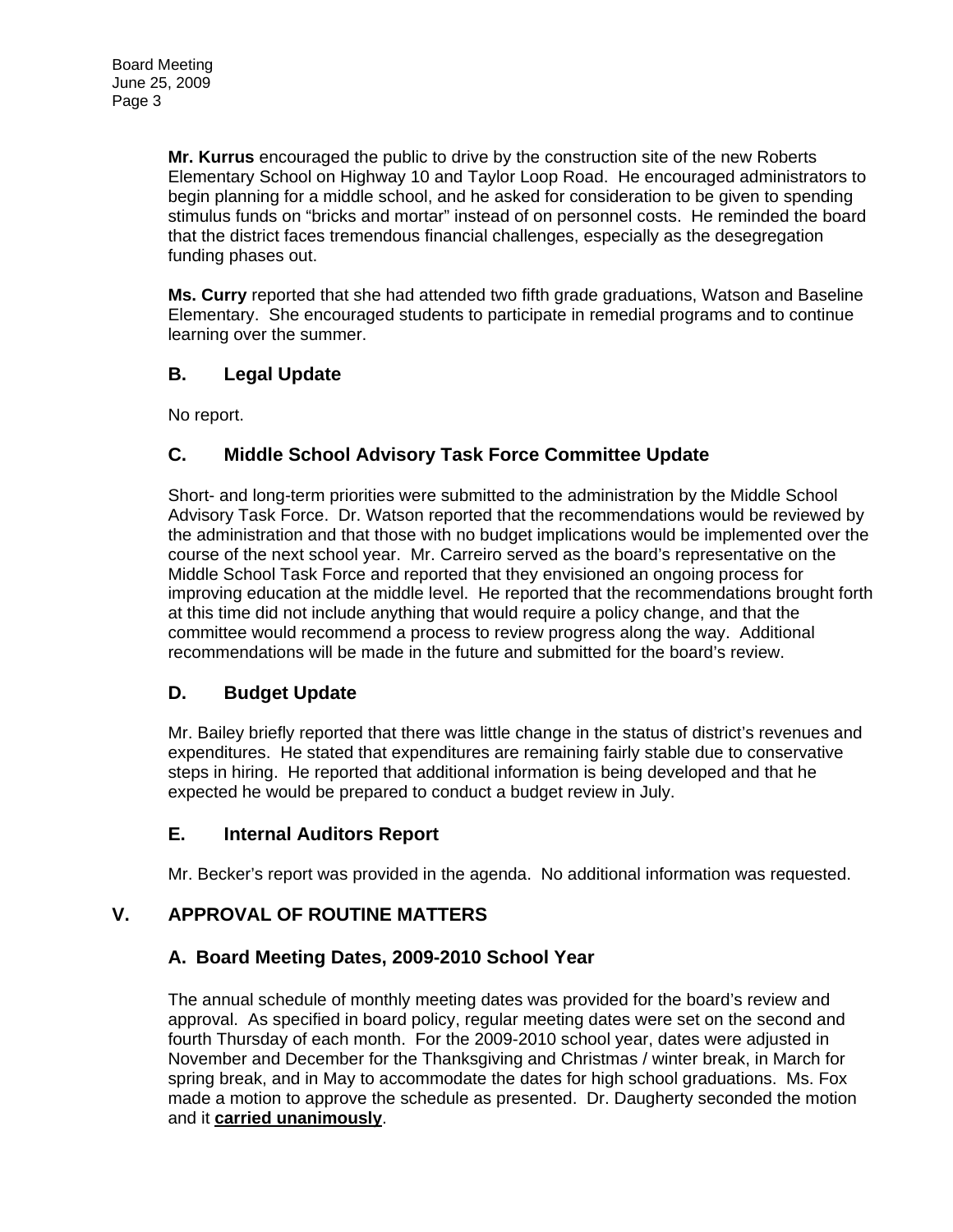**Mr. Kurrus** encouraged the public to drive by the construction site of the new Roberts Elementary School on Highway 10 and Taylor Loop Road. He encouraged administrators to begin planning for a middle school, and he asked for consideration to be given to spending stimulus funds on "bricks and mortar" instead of on personnel costs. He reminded the board that the district faces tremendous financial challenges, especially as the desegregation funding phases out.

**Ms. Curry** reported that she had attended two fifth grade graduations, Watson and Baseline Elementary. She encouraged students to participate in remedial programs and to continue learning over the summer.

### B. Legal Update

No report.

### C. Middle School Advisory Task Force Committee Update

Short- and long-term priorities were submitted to the administration by the Middle School Advisory Task Force. Dr. Watson reported that the recommendations would be reviewed by the administration and that those with no budget implications would be implemented over the course of the next school year. Mr. Carreiro served as the board's representative on the Middle School Task Force and reported that they envisioned an ongoing process for improving education at the middle level. He reported that the recommendations brought forth at this time did not include anything that would require a policy change, and that the committee would recommend a process to review progress along the way. Additional recommendations will be made in the future and submitted for the board's review.

### D. Budget Update

Mr. Bailey briefly reported that there was little change in the status of district's revenues and expenditures. He stated that expenditures are remaining fairly stable due to conservative steps in hiring. He reported that additional information is being developed and that he expected he would be prepared to conduct a budget review in July.

### E. Internal Auditors Report

Mr. Becker's report was provided in the agenda. No additional information was requested.

## V. APPROVAL OF ROUTINE MATTERS

### A. Board Meeting Dates, 2009-2010 School Year

The annual schedule of monthly meeting dates was provided for the board's review and approval. As specified in board policy, regular meeting dates were set on the second and fourth Thursday of each month. For the 2009-2010 school year, dates were adjusted in November and December for the Thanksgiving and Christmas / winter break, in March for spring break, and in May to accommodate the dates for high school graduations. Ms. Fox made a motion to approve the schedule as presented. Dr. Daugherty seconded the motion and it **carried unanimously**.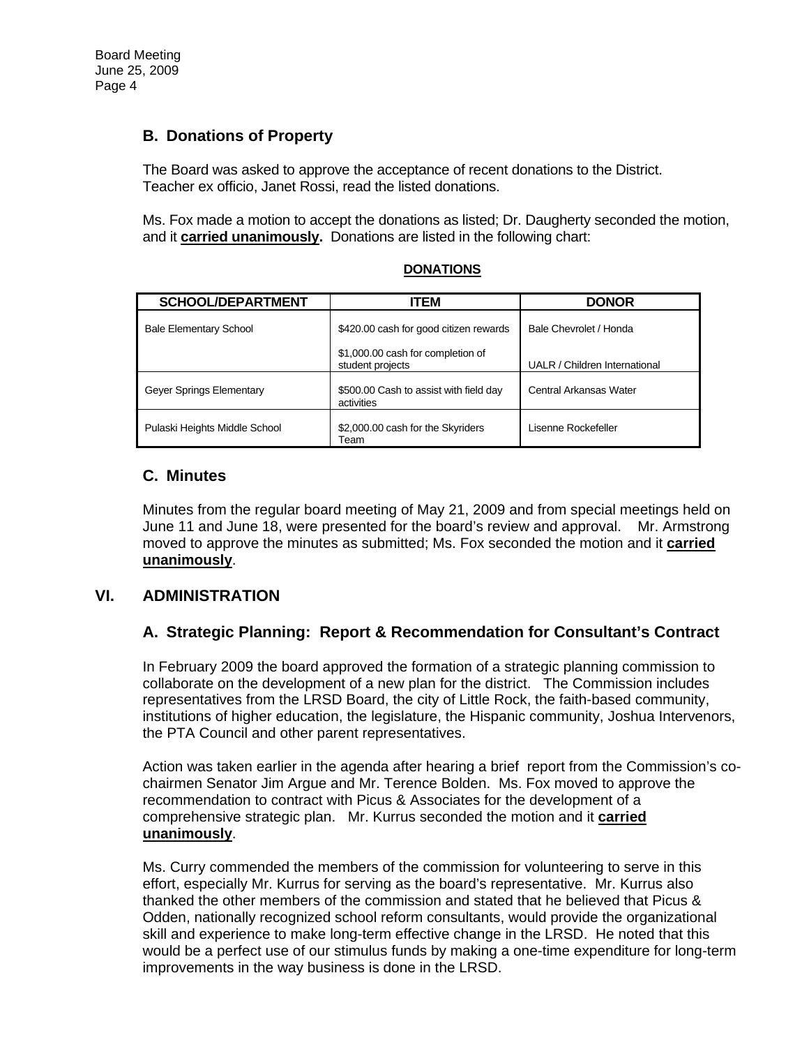## B. Donations of Property

The Board was asked to approve the acceptance of recent donations to the District. Teacher ex officio, Janet Rossi, read the listed donations.

Ms. Fox made a motion to accept the donations as listed; Dr. Daugherty seconded the motion, and it **carried unanimously.** Donations are listed in the following chart:

**DONATIONS**

| SCHOOL/DEPARTMENT | ITEM | DONOR |
|---|---|---|
| Bale Elementary School | $420.00 cash for good citizen rewards | Bale Chevrolet / Honda |
| | $1,000.00 cash for completion of student projects | UALR / Children International |
| Geyer Springs Elementary | $500.00 Cash to assist with field day activities | Central Arkansas Water |
| Pulaski Heights Middle School | $2,000.00 cash for the Skyriders Team | Lisenne Rockefeller |

## C. Minutes

Minutes from the regular board meeting of May 21, 2009 and from special meetings held on June 11 and June 18, were presented for the board's review and approval. Mr. Armstrong moved to approve the minutes as submitted; Ms. Fox seconded the motion and it **carried unanimously**.

# VI. ADMINISTRATION

## A. Strategic Planning: Report & Recommendation for Consultant's Contract

In February 2009 the board approved the formation of a strategic planning commission to collaborate on the development of a new plan for the district. The Commission includes representatives from the LRSD Board, the city of Little Rock, the faith-based community, institutions of higher education, the legislature, the Hispanic community, Joshua Intervenors, the PTA Council and other parent representatives.

Action was taken earlier in the agenda after hearing a brief report from the Commission's co-chairmen Senator Jim Argue and Mr. Terence Bolden. Ms. Fox moved to approve the recommendation to contract with Picus & Associates for the development of a comprehensive strategic plan. Mr. Kurrus seconded the motion and it **carried unanimously**.

Ms. Curry commended the members of the commission for volunteering to serve in this effort, especially Mr. Kurrus for serving as the board's representative. Mr. Kurrus also thanked the other members of the commission and stated that he believed that Picus & Odden, nationally recognized school reform consultants, would provide the organizational skill and experience to make long-term effective change in the LRSD. He noted that this would be a perfect use of our stimulus funds by making a one-time expenditure for long-term improvements in the way business is done in the LRSD.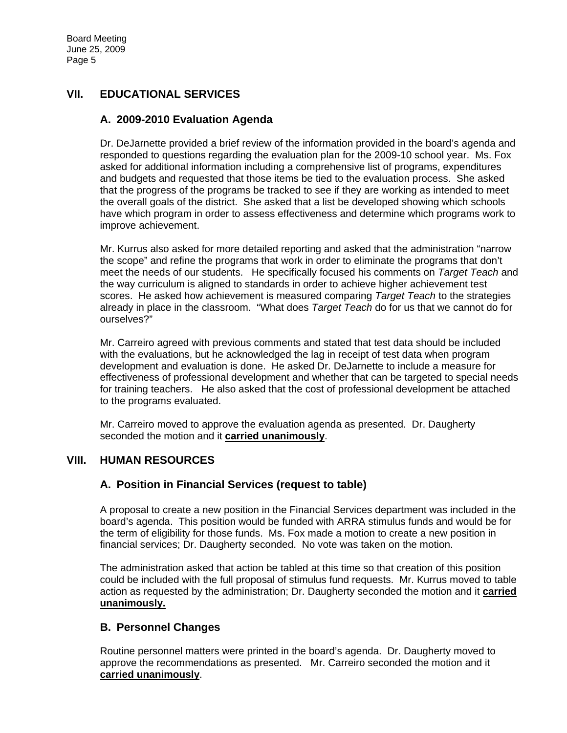## VII. EDUCATIONAL SERVICES

### A. 2009-2010 Evaluation Agenda

Dr. DeJarnette provided a brief review of the information provided in the board's agenda and responded to questions regarding the evaluation plan for the 2009-10 school year. Ms. Fox asked for additional information including a comprehensive list of programs, expenditures and budgets and requested that those items be tied to the evaluation process. She asked that the progress of the programs be tracked to see if they are working as intended to meet the overall goals of the district. She asked that a list be developed showing which schools have which program in order to assess effectiveness and determine which programs work to improve achievement.

Mr. Kurrus also asked for more detailed reporting and asked that the administration "narrow the scope" and refine the programs that work in order to eliminate the programs that don't meet the needs of our students. He specifically focused his comments on *Target Teach* and the way curriculum is aligned to standards in order to achieve higher achievement test scores. He asked how achievement is measured comparing *Target Teach* to the strategies already in place in the classroom. "What does *Target Teach* do for us that we cannot do for ourselves?"

Mr. Carreiro agreed with previous comments and stated that test data should be included with the evaluations, but he acknowledged the lag in receipt of test data when program development and evaluation is done. He asked Dr. DeJarnette to include a measure for effectiveness of professional development and whether that can be targeted to special needs for training teachers. He also asked that the cost of professional development be attached to the programs evaluated.

Mr. Carreiro moved to approve the evaluation agenda as presented. Dr. Daugherty seconded the motion and it **carried unanimously**.

## VIII. HUMAN RESOURCES

### A. Position in Financial Services (request to table)

A proposal to create a new position in the Financial Services department was included in the board's agenda. This position would be funded with ARRA stimulus funds and would be for the term of eligibility for those funds. Ms. Fox made a motion to create a new position in financial services; Dr. Daugherty seconded. No vote was taken on the motion.

The administration asked that action be tabled at this time so that creation of this position could be included with the full proposal of stimulus fund requests. Mr. Kurrus moved to table action as requested by the administration; Dr. Daugherty seconded the motion and it **carried unanimously.**

### B. Personnel Changes

Routine personnel matters were printed in the board's agenda. Dr. Daugherty moved to approve the recommendations as presented. Mr. Carreiro seconded the motion and it **carried unanimously**.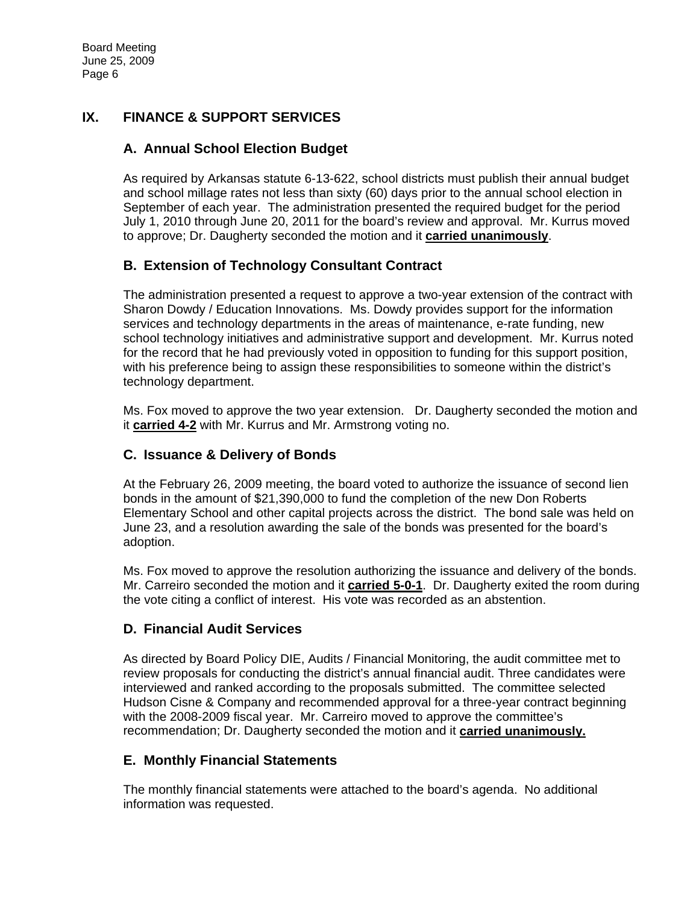## IX. FINANCE & SUPPORT SERVICES

### A. Annual School Election Budget

As required by Arkansas statute 6-13-622, school districts must publish their annual budget and school millage rates not less than sixty (60) days prior to the annual school election in September of each year. The administration presented the required budget for the period July 1, 2010 through June 20, 2011 for the board's review and approval. Mr. Kurrus moved to approve; Dr. Daugherty seconded the motion and it **carried unanimously**.

### B. Extension of Technology Consultant Contract

The administration presented a request to approve a two-year extension of the contract with Sharon Dowdy / Education Innovations. Ms. Dowdy provides support for the information services and technology departments in the areas of maintenance, e-rate funding, new school technology initiatives and administrative support and development. Mr. Kurrus noted for the record that he had previously voted in opposition to funding for this support position, with his preference being to assign these responsibilities to someone within the district's technology department.

Ms. Fox moved to approve the two year extension. Dr. Daugherty seconded the motion and it **carried 4-2** with Mr. Kurrus and Mr. Armstrong voting no.

### C. Issuance & Delivery of Bonds

At the February 26, 2009 meeting, the board voted to authorize the issuance of second lien bonds in the amount of $21,390,000 to fund the completion of the new Don Roberts Elementary School and other capital projects across the district. The bond sale was held on June 23, and a resolution awarding the sale of the bonds was presented for the board's adoption.

Ms. Fox moved to approve the resolution authorizing the issuance and delivery of the bonds. Mr. Carreiro seconded the motion and it **carried 5-0-1**. Dr. Daugherty exited the room during the vote citing a conflict of interest. His vote was recorded as an abstention.

### D. Financial Audit Services

As directed by Board Policy DIE, Audits / Financial Monitoring, the audit committee met to review proposals for conducting the district's annual financial audit. Three candidates were interviewed and ranked according to the proposals submitted. The committee selected Hudson Cisne & Company and recommended approval for a three-year contract beginning with the 2008-2009 fiscal year. Mr. Carreiro moved to approve the committee's recommendation; Dr. Daugherty seconded the motion and it **carried unanimously.**

### E. Monthly Financial Statements

The monthly financial statements were attached to the board's agenda. No additional information was requested.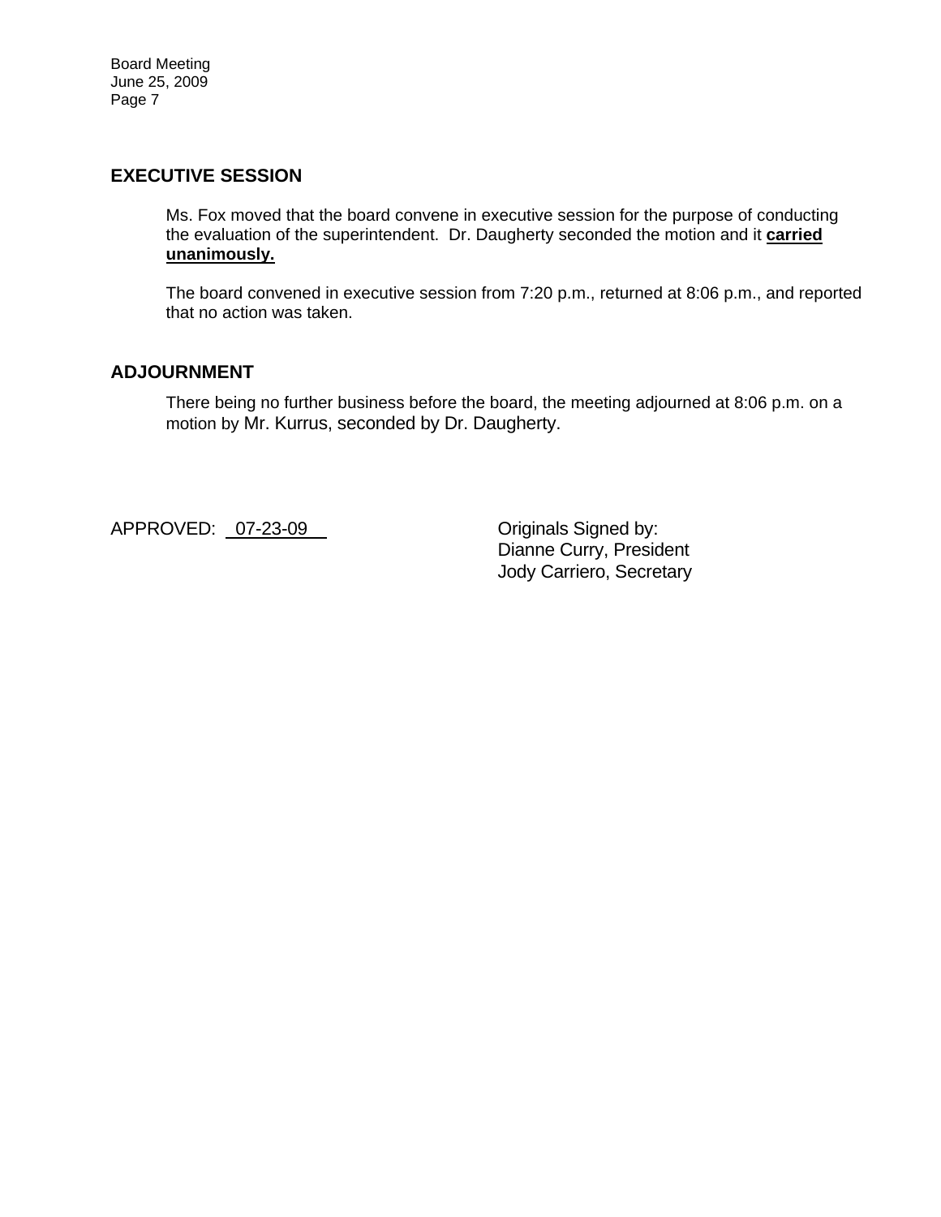## EXECUTIVE SESSION

Ms. Fox moved that the board convene in executive session for the purpose of conducting the evaluation of the superintendent. Dr. Daugherty seconded the motion and it **carried unanimously.**

The board convened in executive session from 7:20 p.m., returned at 8:06 p.m., and reported that no action was taken.

## ADJOURNMENT

There being no further business before the board, the meeting adjourned at 8:06 p.m. on a motion by Mr. Kurrus, seconded by Dr. Daugherty.

APPROVED: 07-23-09

Originals Signed by:
Dianne Curry, President
Jody Carriero, Secretary